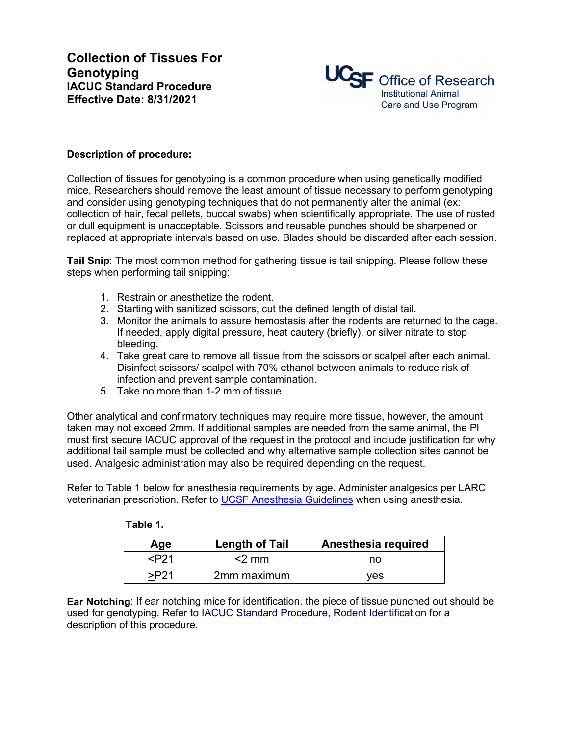# Collection of Tissues For Genotyping

**IACUC Standard Procedure**
**Effective Date: 8/31/2021**

UCSF Office of Research
Institutional Animal Care and Use Program

**Description of procedure:**

Collection of tissues for genotyping is a common procedure when using genetically modified mice. Researchers should remove the least amount of tissue necessary to perform genotyping and consider using genotyping techniques that do not permanently alter the animal (ex: collection of hair, fecal pellets, buccal swabs) when scientifically appropriate. The use of rusted or dull equipment is unacceptable. Scissors and reusable punches should be sharpened or replaced at appropriate intervals based on use. Blades should be discarded after each session.

**Tail Snip**: The most common method for gathering tissue is tail snipping. Please follow these steps when performing tail snipping:

1. Restrain or anesthetize the rodent.
2. Starting with sanitized scissors, cut the defined length of distal tail.
3. Monitor the animals to assure hemostasis after the rodents are returned to the cage. If needed, apply digital pressure, heat cautery (briefly), or silver nitrate to stop bleeding.
4. Take great care to remove all tissue from the scissors or scalpel after each animal. Disinfect scissors/ scalpel with 70% ethanol between animals to reduce risk of infection and prevent sample contamination.
5. Take no more than 1-2 mm of tissue

Other analytical and confirmatory techniques may require more tissue, however, the amount taken may not exceed 2mm. If additional samples are needed from the same animal, the PI must first secure IACUC approval of the request in the protocol and include justification for why additional tail sample must be collected and why alternative sample collection sites cannot be used. Analgesic administration may also be required depending on the request.

Refer to Table 1 below for anesthesia requirements by age. Administer analgesics per LARC veterinarian prescription. Refer to UCSF Anesthesia Guidelines when using anesthesia.

**Table 1.**

| Age | Length of Tail | Anesthesia required |
|---|---|---|
| <P21 | <2 mm | no |
| ≥P21 | 2mm maximum | yes |

**Ear Notching**: If ear notching mice for identification, the piece of tissue punched out should be used for genotyping. Refer to IACUC Standard Procedure, Rodent Identification for a description of this procedure.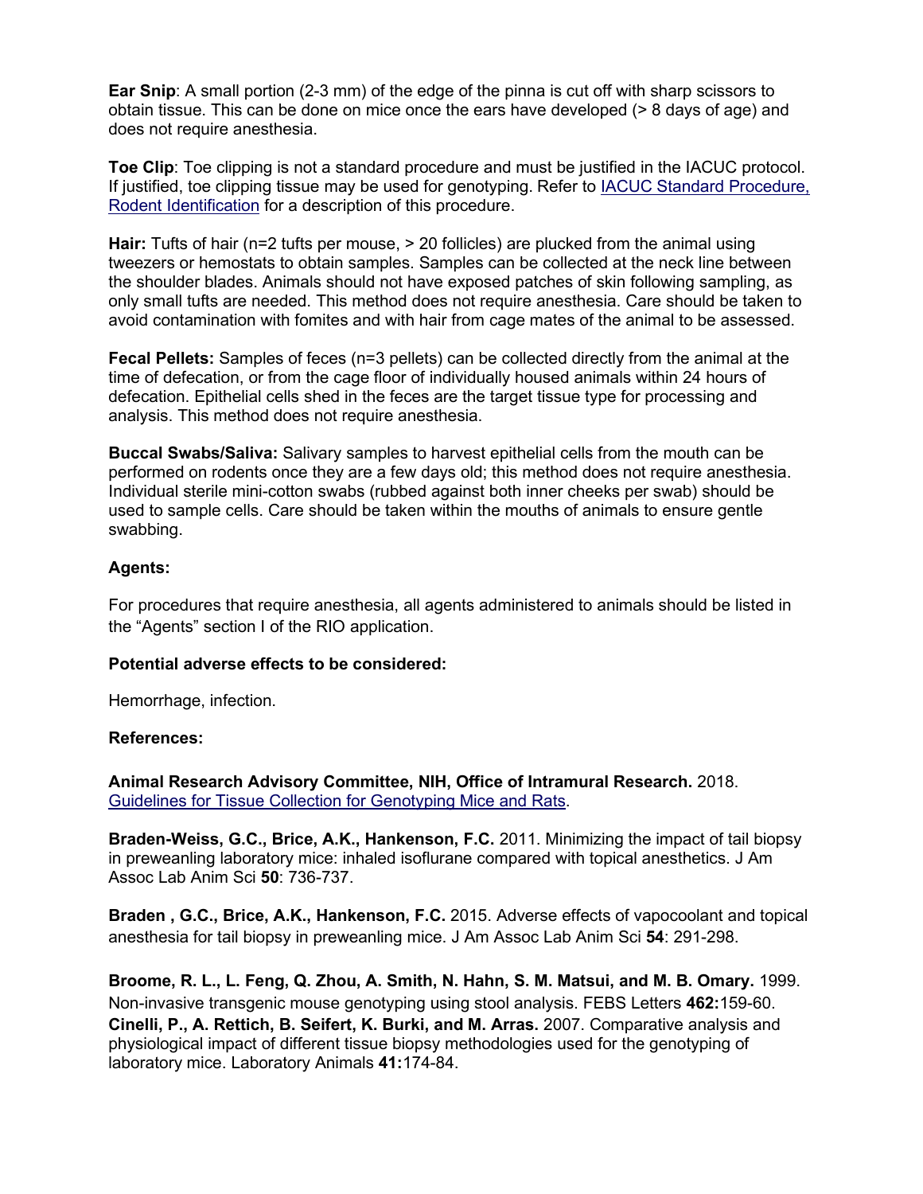**Ear Snip**: A small portion (2-3 mm) of the edge of the pinna is cut off with sharp scissors to obtain tissue. This can be done on mice once the ears have developed (> 8 days of age) and does not require anesthesia.

**Toe Clip**: Toe clipping is not a standard procedure and must be justified in the IACUC protocol. If justified, toe clipping tissue may be used for genotyping. Refer to IACUC Standard Procedure, Rodent Identification for a description of this procedure.

**Hair:** Tufts of hair (n=2 tufts per mouse, > 20 follicles) are plucked from the animal using tweezers or hemostats to obtain samples. Samples can be collected at the neck line between the shoulder blades. Animals should not have exposed patches of skin following sampling, as only small tufts are needed. This method does not require anesthesia. Care should be taken to avoid contamination with fomites and with hair from cage mates of the animal to be assessed.

**Fecal Pellets:** Samples of feces (n=3 pellets) can be collected directly from the animal at the time of defecation, or from the cage floor of individually housed animals within 24 hours of defecation. Epithelial cells shed in the feces are the target tissue type for processing and analysis. This method does not require anesthesia.

**Buccal Swabs/Saliva:** Salivary samples to harvest epithelial cells from the mouth can be performed on rodents once they are a few days old; this method does not require anesthesia. Individual sterile mini-cotton swabs (rubbed against both inner cheeks per swab) should be used to sample cells. Care should be taken within the mouths of animals to ensure gentle swabbing.

**Agents:**

For procedures that require anesthesia, all agents administered to animals should be listed in the "Agents" section I of the RIO application.

**Potential adverse effects to be considered:**

Hemorrhage, infection.

**References:**

**Animal Research Advisory Committee, NIH, Office of Intramural Research.** 2018. Guidelines for Tissue Collection for Genotyping Mice and Rats.

**Braden-Weiss, G.C., Brice, A.K., Hankenson, F.C.** 2011. Minimizing the impact of tail biopsy in preweanling laboratory mice: inhaled isoflurane compared with topical anesthetics. J Am Assoc Lab Anim Sci **50**: 736-737.

**Braden , G.C., Brice, A.K., Hankenson, F.C.** 2015. Adverse effects of vapocoolant and topical anesthesia for tail biopsy in preweanling mice. J Am Assoc Lab Anim Sci **54**: 291-298.

**Broome, R. L., L. Feng, Q. Zhou, A. Smith, N. Hahn, S. M. Matsui, and M. B. Omary.** 1999. Non-invasive transgenic mouse genotyping using stool analysis. FEBS Letters **462:**159-60.

**Cinelli, P., A. Rettich, B. Seifert, K. Burki, and M. Arras.** 2007. Comparative analysis and physiological impact of different tissue biopsy methodologies used for the genotyping of laboratory mice. Laboratory Animals **41:**174-84.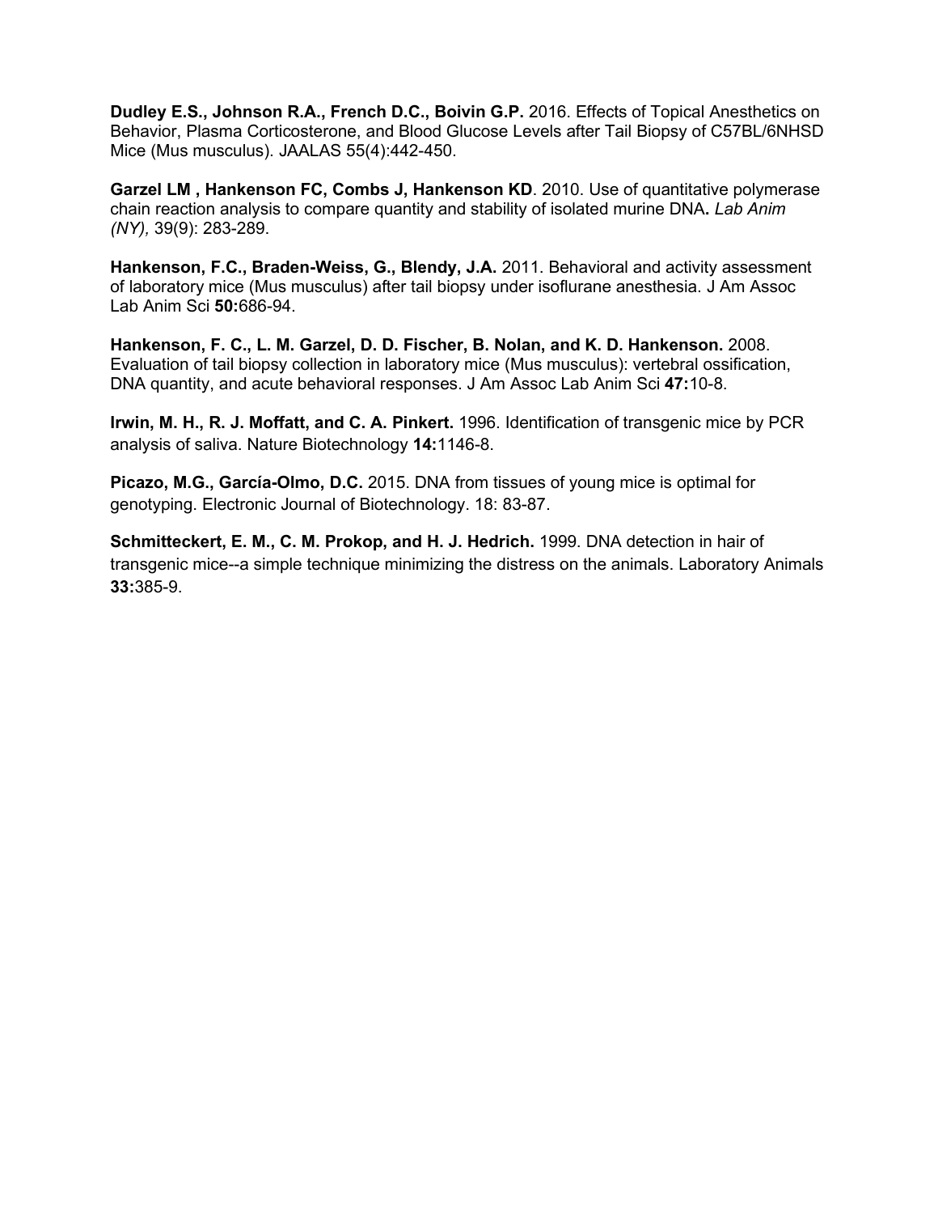**Dudley E.S., Johnson R.A., French D.C., Boivin G.P.** 2016. Effects of Topical Anesthetics on Behavior, Plasma Corticosterone, and Blood Glucose Levels after Tail Biopsy of C57BL/6NHSD Mice (Mus musculus). JAALAS 55(4):442-450.

**Garzel LM , Hankenson FC, Combs J, Hankenson KD**. 2010. Use of quantitative polymerase chain reaction analysis to compare quantity and stability of isolated murine DNA**.** *Lab Anim (NY),* 39(9): 283-289.

**Hankenson, F.C., Braden-Weiss, G., Blendy, J.A.** 2011. Behavioral and activity assessment of laboratory mice (Mus musculus) after tail biopsy under isoflurane anesthesia. J Am Assoc Lab Anim Sci **50:**686-94.

**Hankenson, F. C., L. M. Garzel, D. D. Fischer, B. Nolan, and K. D. Hankenson.** 2008. Evaluation of tail biopsy collection in laboratory mice (Mus musculus): vertebral ossification, DNA quantity, and acute behavioral responses. J Am Assoc Lab Anim Sci **47:**10-8.

**Irwin, M. H., R. J. Moffatt, and C. A. Pinkert.** 1996. Identification of transgenic mice by PCR analysis of saliva. Nature Biotechnology **14:**1146-8.

**Picazo, M.G., García-Olmo, D.C.** 2015. DNA from tissues of young mice is optimal for genotyping. Electronic Journal of Biotechnology. 18: 83-87.

**Schmitteckert, E. M., C. M. Prokop, and H. J. Hedrich.** 1999. DNA detection in hair of transgenic mice--a simple technique minimizing the distress on the animals. Laboratory Animals **33:**385-9.